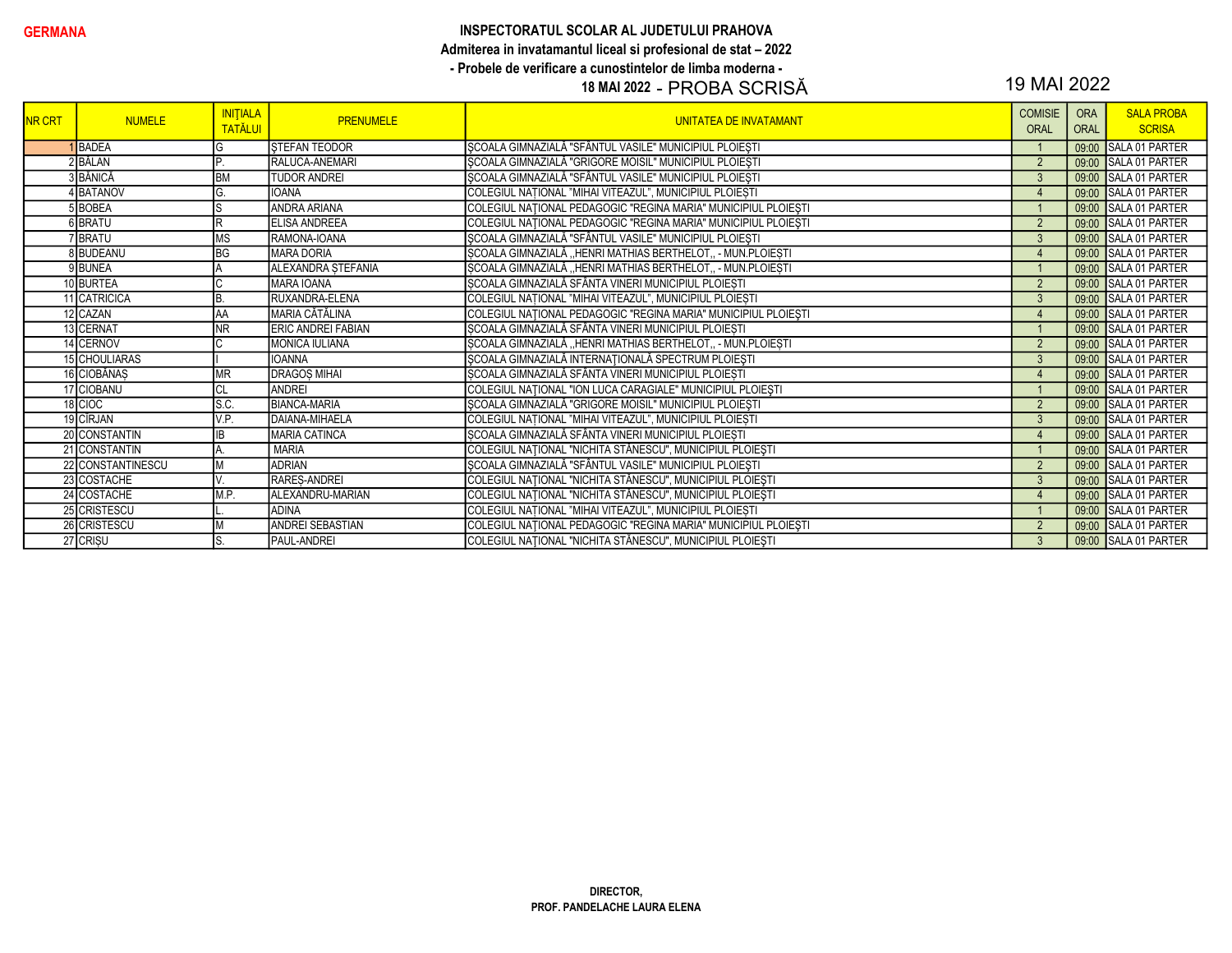GERMANA

**INSPECTORATUL SCOLAR AL JUDETULUI PRAHOVA**

**Admiterea in invatamantul liceal si profesional de stat – 2022**

**- Probele de verificare a cunostintelor de limba moderna -**

**18 MAI 2022** - PROBA SCRISĂ 19 MAI 2022

| NR CRT | NUMELE | INIȚIALA TATĂLUI | PRENUMELE | UNITATEA DE INVATAMANT | COMISIE ORAL | ORA ORAL | SALA PROBA SCRISA |
|---|---|---|---|---|---|---|---|
| 1 | BADEA | G | ȘTEFAN TEODOR | ȘCOALA GIMNAZIALĂ "SFÂNTUL VASILE" MUNICIPIUL PLOIEȘTI | 1 | 09:00 | SALA 01 PARTER |
| 2 | BĂLAN | P. | RALUCA-ANEMARI | ȘCOALA GIMNAZIALĂ "GRIGORE MOISIL" MUNICIPIUL PLOIEȘTI | 2 | 09:00 | SALA 01 PARTER |
| 3 | BĂNICĂ | BM | TUDOR ANDREI | ȘCOALA GIMNAZIALĂ "SFÂNTUL VASILE" MUNICIPIUL PLOIEȘTI | 3 | 09:00 | SALA 01 PARTER |
| 4 | BATANOV | G. | IOANA | COLEGIUL NAȚIONAL "MIHAI VITEAZUL", MUNICIPIUL PLOIEȘTI | 4 | 09:00 | SALA 01 PARTER |
| 5 | BOBEA | S | ANDRA ARIANA | COLEGIUL NAȚIONAL PEDAGOGIC "REGINA MARIA" MUNICIPIUL PLOIEȘTI | 1 | 09:00 | SALA 01 PARTER |
| 6 | BRATU | R | ELISA ANDREEA | COLEGIUL NAȚIONAL PEDAGOGIC "REGINA MARIA" MUNICIPIUL PLOIEȘTI | 2 | 09:00 | SALA 01 PARTER |
| 7 | BRATU | MS | RAMONA-IOANA | ȘCOALA GIMNAZIALĂ "SFÂNTUL VASILE" MUNICIPIUL PLOIEȘTI | 3 | 09:00 | SALA 01 PARTER |
| 8 | BUDEANU | BG | MARA DORIA | ȘCOALA GIMNAZIALĂ ,,HENRI MATHIAS BERTHELOT,, - MUN.PLOIEȘTI | 4 | 09:00 | SALA 01 PARTER |
| 9 | BUNEA | A | ALEXANDRA ȘTEFANIA | ȘCOALA GIMNAZIALĂ ,,HENRI MATHIAS BERTHELOT,, - MUN.PLOIEȘTI | 1 | 09:00 | SALA 01 PARTER |
| 10 | BURTEA | C | MARA IOANA | SCOALA GIMNAZIALĂ SFÂNTA VINERI MUNICIPIUL PLOIESTI | 2 | 09:00 | SALA 01 PARTER |
| 11 | CATRICICA | B. | RUXANDRA-ELENA | COLEGIUL NAȚIONAL "MIHAI VITEAZUL", MUNICIPIUL PLOIEȘTI | 3 | 09:00 | SALA 01 PARTER |
| 12 | CAZAN | AA | MARIA CĂTĂLINA | COLEGIUL NAȚIONAL PEDAGOGIC "REGINA MARIA" MUNICIPIUL PLOIEȘTI | 4 | 09:00 | SALA 01 PARTER |
| 13 | CERNAT | NR | ERIC ANDREI FABIAN | SCOALA GIMNAZIALĂ SFÂNTA VINERI MUNICIPIUL PLOIESTI | 1 | 09:00 | SALA 01 PARTER |
| 14 | CERNOV | C | MONICA IULIANA | ȘCOALA GIMNAZIALĂ ,,HENRI MATHIAS BERTHELOT,, - MUN.PLOIEȘTI | 2 | 09:00 | SALA 01 PARTER |
| 15 | CHOULIARAS | I | IOANNA | ȘCOALA GIMNAZIALĂ INTERNAȚIONALĂ SPECTRUM PLOIEȘTI | 3 | 09:00 | SALA 01 PARTER |
| 16 | CIOBĂNAȘ | MR | DRAGOȘ MIHAI | SCOALA GIMNAZIALĂ SFÂNTA VINERI MUNICIPIUL PLOIESTI | 4 | 09:00 | SALA 01 PARTER |
| 17 | CIOBANU | CL | ANDREI | COLEGIUL NAȚIONAL "ION LUCA CARAGIALE" MUNICIPIUL PLOIEȘTI | 1 | 09:00 | SALA 01 PARTER |
| 18 | CIOC | S.C. | BIANCA-MARIA | ȘCOALA GIMNAZIALĂ "GRIGORE MOISIL" MUNICIPIUL PLOIEȘTI | 2 | 09:00 | SALA 01 PARTER |
| 19 | CÎRJAN | V.P. | DAIANA-MIHAELA | COLEGIUL NAȚIONAL "MIHAI VITEAZUL", MUNICIPIUL PLOIEȘTI | 3 | 09:00 | SALA 01 PARTER |
| 20 | CONSTANTIN | IB | MARIA CATINCA | SCOALA GIMNAZIALĂ SFÂNTA VINERI MUNICIPIUL PLOIESTI | 4 | 09:00 | SALA 01 PARTER |
| 21 | CONSTANTIN | A. | MARIA | COLEGIUL NAȚIONAL "NICHITA STĂNESCU", MUNICIPIUL PLOIEȘTI | 1 | 09:00 | SALA 01 PARTER |
| 22 | CONSTANTINESCU | M | ADRIAN | ȘCOALA GIMNAZIALĂ "SFÂNTUL VASILE" MUNICIPIUL PLOIEȘTI | 2 | 09:00 | SALA 01 PARTER |
| 23 | COSTACHE | V. | RAREȘ-ANDREI | COLEGIUL NAȚIONAL "NICHITA STĂNESCU", MUNICIPIUL PLOIEȘTI | 3 | 09:00 | SALA 01 PARTER |
| 24 | COSTACHE | M.P. | ALEXANDRU-MARIAN | COLEGIUL NAȚIONAL "NICHITA STĂNESCU", MUNICIPIUL PLOIEȘTI | 4 | 09:00 | SALA 01 PARTER |
| 25 | CRISTESCU | L. | ADINA | COLEGIUL NAȚIONAL "MIHAI VITEAZUL", MUNICIPIUL PLOIEȘTI | 1 | 09:00 | SALA 01 PARTER |
| 26 | CRISTESCU | M | ANDREI SEBASTIAN | COLEGIUL NAȚIONAL PEDAGOGIC "REGINA MARIA" MUNICIPIUL PLOIEȘTI | 2 | 09:00 | SALA 01 PARTER |
| 27 | CRIȘU | S. | PAUL-ANDREI | COLEGIUL NAȚIONAL "NICHITA STĂNESCU", MUNICIPIUL PLOIEȘTI | 3 | 09:00 | SALA 01 PARTER |

**DIRECTOR,**

**PROF. PANDELACHE LAURA ELENA**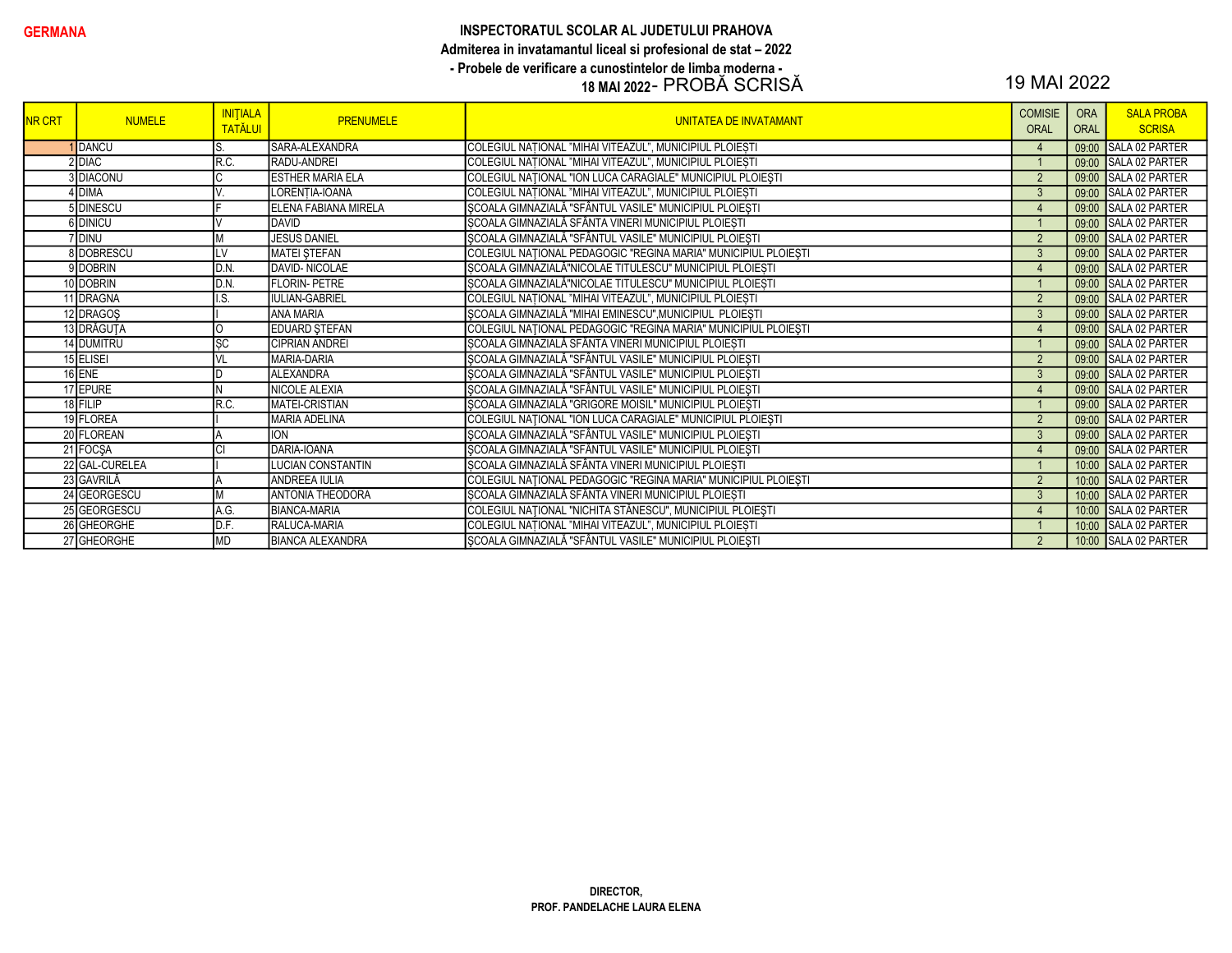**GERMANA**

**INSPECTORATUL SCOLAR AL JUDETULUI PRAHOVA**

**Admiterea in invatamantul liceal si profesional de stat – 2022**

**- Probele de verificare a cunostintelor de limba moderna -**

**18 MAI 2022** - PROBĂ SCRISĂ

19 MAI 2022

| NR CRT | NUMELE | INIŢIALA TATĂLUI | PRENUMELE | UNITATEA DE INVATAMANT | COMISIE ORAL | ORA ORAL | SALA PROBA SCRISA |
|---|---|---|---|---|---|---|---|
| 1 | DANCU | S. | SARA-ALEXANDRA | COLEGIUL NAȚIONAL "MIHAI VITEAZUL", MUNICIPIUL PLOIEȘTI | 4 | 09:00 | SALA 02 PARTER |
| 2 | DIAC | R.C. | RADU-ANDREI | COLEGIUL NAȚIONAL "MIHAI VITEAZUL", MUNICIPIUL PLOIEȘTI | 1 | 09:00 | SALA 02 PARTER |
| 3 | DIACONU | C | ESTHER MARIA ELA | COLEGIUL NAŢIONAL "ION LUCA CARAGIALE" MUNICIPIUL PLOIEŞTI | 2 | 09:00 | SALA 02 PARTER |
| 4 | DIMA | V. | LORENȚIA-IOANA | COLEGIUL NAȚIONAL "MIHAI VITEAZUL", MUNICIPIUL PLOIEȘTI | 3 | 09:00 | SALA 02 PARTER |
| 5 | DINESCU | F | ELENA FABIANA MIRELA | ŞCOALA GIMNAZIALĂ "SFÂNTUL VASILE" MUNICIPIUL PLOIEŞTI | 4 | 09:00 | SALA 02 PARTER |
| 6 | DINICU | V | DAVID | ŞCOALA GIMNAZIALĂ SFÂNTA VINERI MUNICIPIUL PLOIEŞTI | 1 | 09:00 | SALA 02 PARTER |
| 7 | DINU | M | JESUS DANIEL | ŞCOALA GIMNAZIALĂ "SFÂNTUL VASILE" MUNICIPIUL PLOIEŞTI | 2 | 09:00 | SALA 02 PARTER |
| 8 | DOBRESCU | LV | MATEI ŞTEFAN | COLEGIUL NAŢIONAL PEDAGOGIC "REGINA MARIA" MUNICIPIUL PLOIEŞTI | 3 | 09:00 | SALA 02 PARTER |
| 9 | DOBRIN | D.N. | DAVID- NICOLAE | ŞCOALA GIMNAZIALĂ"NICOLAE TITULESCU" MUNICIPIUL PLOIEŞTI | 4 | 09:00 | SALA 02 PARTER |
| 10 | DOBRIN | D.N. | FLORIN- PETRE | ŞCOALA GIMNAZIALĂ"NICOLAE TITULESCU" MUNICIPIUL PLOIEŞTI | 1 | 09:00 | SALA 02 PARTER |
| 11 | DRAGNA | I.S. | IULIAN-GABRIEL | COLEGIUL NAȚIONAL "MIHAI VITEAZUL", MUNICIPIUL PLOIEȘTI | 2 | 09:00 | SALA 02 PARTER |
| 12 | DRAGOŞ | I | ANA MARIA | ŞCOALA GIMNAZIALĂ "MIHAI EMINESCU",MUNICIPIUL PLOIEŞTI | 3 | 09:00 | SALA 02 PARTER |
| 13 | DRĂGUŢA | O | EDUARD ŞTEFAN | COLEGIUL NAŢIONAL PEDAGOGIC "REGINA MARIA" MUNICIPIUL PLOIEŞTI | 4 | 09:00 | SALA 02 PARTER |
| 14 | DUMITRU | ŞC | CIPRIAN ANDREI | ŞCOALA GIMNAZIALĂ SFÂNTA VINERI MUNICIPIUL PLOIEŞTI | 1 | 09:00 | SALA 02 PARTER |
| 15 | ELISEI | VL | MARIA-DARIA | ŞCOALA GIMNAZIALĂ "SFÂNTUL VASILE" MUNICIPIUL PLOIEŞTI | 2 | 09:00 | SALA 02 PARTER |
| 16 | ENE | D | ALEXANDRA | ŞCOALA GIMNAZIALĂ "SFÂNTUL VASILE" MUNICIPIUL PLOIEŞTI | 3 | 09:00 | SALA 02 PARTER |
| 17 | EPURE | N | NICOLE ALEXIA | ŞCOALA GIMNAZIALĂ "SFÂNTUL VASILE" MUNICIPIUL PLOIEŞTI | 4 | 09:00 | SALA 02 PARTER |
| 18 | FILIP | R.C. | MATEI-CRISTIAN | ŞCOALA GIMNAZIALĂ "GRIGORE MOISIL" MUNICIPIUL PLOIEŞTI | 1 | 09:00 | SALA 02 PARTER |
| 19 | FLOREA | I | MARIA ADELINA | COLEGIUL NAŢIONAL "ION LUCA CARAGIALE" MUNICIPIUL PLOIEŞTI | 2 | 09:00 | SALA 02 PARTER |
| 20 | FLOREAN | A | ION | ŞCOALA GIMNAZIALĂ "SFÂNTUL VASILE" MUNICIPIUL PLOIEŞTI | 3 | 09:00 | SALA 02 PARTER |
| 21 | FOCŞA | CI | DARIA-IOANA | ŞCOALA GIMNAZIALĂ "SFÂNTUL VASILE" MUNICIPIUL PLOIEŞTI | 4 | 09:00 | SALA 02 PARTER |
| 22 | GAL-CURELEA | I | LUCIAN CONSTANTIN | ŞCOALA GIMNAZIALĂ SFÂNTA VINERI MUNICIPIUL PLOIEŞTI | 1 | 10:00 | SALA 02 PARTER |
| 23 | GAVRILĂ | A | ANDREEA IULIA | COLEGIUL NAŢIONAL PEDAGOGIC "REGINA MARIA" MUNICIPIUL PLOIEŞTI | 2 | 10:00 | SALA 02 PARTER |
| 24 | GEORGESCU | M | ANTONIA THEODORA | ŞCOALA GIMNAZIALĂ SFÂNTA VINERI MUNICIPIUL PLOIEŞTI | 3 | 10:00 | SALA 02 PARTER |
| 25 | GEORGESCU | A.G. | BIANCA-MARIA | COLEGIUL NAŢIONAL "NICHITA STĂNESCU", MUNICIPIUL PLOIEŞTI | 4 | 10:00 | SALA 02 PARTER |
| 26 | GHEORGHE | D.F. | RALUCA-MARIA | COLEGIUL NAȚIONAL "MIHAI VITEAZUL", MUNICIPIUL PLOIEȘTI | 1 | 10:00 | SALA 02 PARTER |
| 27 | GHEORGHE | MD | BIANCA ALEXANDRA | ŞCOALA GIMNAZIALĂ "SFÂNTUL VASILE" MUNICIPIUL PLOIEŞTI | 2 | 10:00 | SALA 02 PARTER |

**DIRECTOR,**

**PROF. PANDELACHE LAURA ELENA**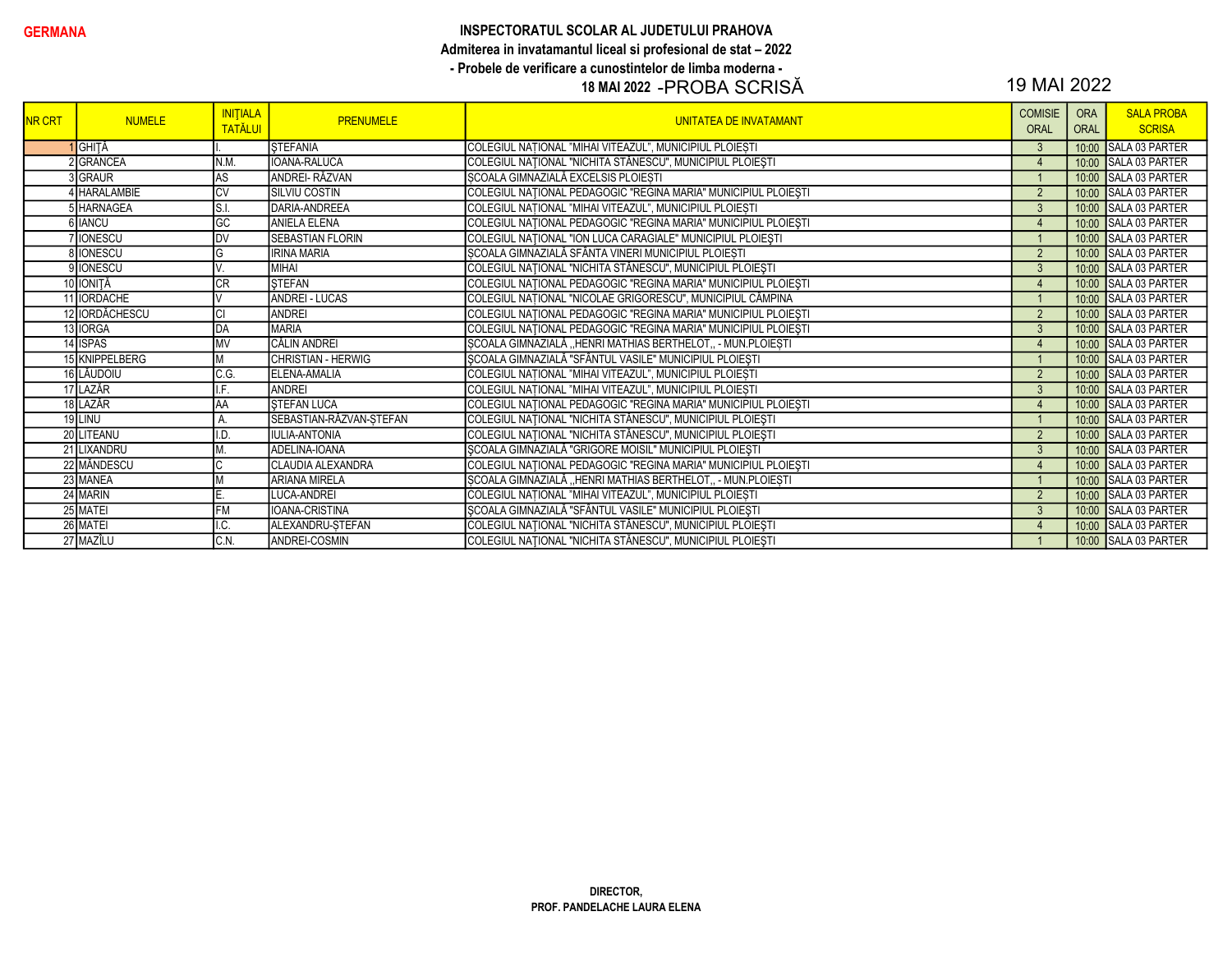**GERMANA**

**INSPECTORATUL SCOLAR AL JUDETULUI PRAHOVA**
**Admiterea in invatamantul liceal si profesional de stat – 2022**
**- Probele de verificare a cunostintelor de limba moderna -**
**18 MAI 2022 -PROBA SCRISĂ** 19 MAI 2022

| NR CRT | NUMELE | INIŢIALA TATĂLUI | PRENUMELE | UNITATEA DE INVATAMANT | COMISIE ORAL | ORA ORAL | SALA PROBA SCRISA |
|---|---|---|---|---|---|---|---|
| 1 | GHIŢĂ | I. | ŞTEFANIA | COLEGIUL NAȚIONAL "MIHAI VITEAZUL", MUNICIPIUL PLOIEȘTI | 3 | 10:00 | SALA 03 PARTER |
| 2 | GRANCEA | N.M. | IOANA-RALUCA | COLEGIUL NAŢIONAL "NICHITA STĂNESCU", MUNICIPIUL PLOIEŞTI | 4 | 10:00 | SALA 03 PARTER |
| 3 | GRAUR | AS | ANDREI- RĂZVAN | ŞCOALA GIMNAZIALĂ EXCELSIS PLOIEŞTI | 1 | 10:00 | SALA 03 PARTER |
| 4 | HARALAMBIE | CV | SILVIU COSTIN | COLEGIUL NAŢIONAL PEDAGOGIC "REGINA MARIA" MUNICIPIUL PLOIEŞTI | 2 | 10:00 | SALA 03 PARTER |
| 5 | HARNAGEA | S.I. | DARIA-ANDREEA | COLEGIUL NAȚIONAL "MIHAI VITEAZUL", MUNICIPIUL PLOIEȘTI | 3 | 10:00 | SALA 03 PARTER |
| 6 | IANCU | GC | ANIELA ELENA | COLEGIUL NAŢIONAL PEDAGOGIC "REGINA MARIA" MUNICIPIUL PLOIEŞTI | 4 | 10:00 | SALA 03 PARTER |
| 7 | IONESCU | DV | SEBASTIAN FLORIN | COLEGIUL NAŢIONAL "ION LUCA CARAGIALE" MUNICIPIUL PLOIEŞTI | 1 | 10:00 | SALA 03 PARTER |
| 8 | IONESCU | G | IRINA MARIA | ŞCOALA GIMNAZIALĂ SFÂNTA VINERI MUNICIPIUL PLOIEŞTI | 2 | 10:00 | SALA 03 PARTER |
| 9 | IONESCU | V. | MIHAI | COLEGIUL NAŢIONAL "NICHITA STĂNESCU", MUNICIPIUL PLOIEŞTI | 3 | 10:00 | SALA 03 PARTER |
| 10 | IONIŢĂ | CR | ŞTEFAN | COLEGIUL NAŢIONAL PEDAGOGIC "REGINA MARIA" MUNICIPIUL PLOIEŞTI | 4 | 10:00 | SALA 03 PARTER |
| 11 | IORDACHE | V | ANDREI - LUCAS | COLEGIUL NAȚIONAL "NICOLAE GRIGORESCU", MUNICIPIUL CÂMPINA | 1 | 10:00 | SALA 03 PARTER |
| 12 | IORDĂCHESCU | CI | ANDREI | COLEGIUL NAŢIONAL PEDAGOGIC "REGINA MARIA" MUNICIPIUL PLOIEŞTI | 2 | 10:00 | SALA 03 PARTER |
| 13 | IORGA | DA | MARIA | COLEGIUL NAŢIONAL PEDAGOGIC "REGINA MARIA" MUNICIPIUL PLOIEŞTI | 3 | 10:00 | SALA 03 PARTER |
| 14 | ISPAS | MV | CĂLIN ANDREI | ŞCOALA GIMNAZIALĂ ,,HENRI MATHIAS BERTHELOT,, - MUN.PLOIEŞTI | 4 | 10:00 | SALA 03 PARTER |
| 15 | KNIPPELBERG | M | CHRISTIAN - HERWIG | ŞCOALA GIMNAZIALĂ "SFÂNTUL VASILE" MUNICIPIUL PLOIEŞTI | 1 | 10:00 | SALA 03 PARTER |
| 16 | LĂUDOIU | C.G. | ELENA-AMALIA | COLEGIUL NAȚIONAL "MIHAI VITEAZUL", MUNICIPIUL PLOIEȘTI | 2 | 10:00 | SALA 03 PARTER |
| 17 | LAZĂR | I.F. | ANDREI | COLEGIUL NAȚIONAL "MIHAI VITEAZUL", MUNICIPIUL PLOIEȘTI | 3 | 10:00 | SALA 03 PARTER |
| 18 | LAZĂR | AA | ŞTEFAN LUCA | COLEGIUL NAŢIONAL PEDAGOGIC "REGINA MARIA" MUNICIPIUL PLOIEŞTI | 4 | 10:00 | SALA 03 PARTER |
| 19 | LINU | A. | SEBASTIAN-RĂZVAN-ŞTEFAN | COLEGIUL NAŢIONAL "NICHITA STĂNESCU", MUNICIPIUL PLOIEŞTI | 1 | 10:00 | SALA 03 PARTER |
| 20 | LITEANU | I.D. | IULIA-ANTONIA | COLEGIUL NAŢIONAL "NICHITA STĂNESCU", MUNICIPIUL PLOIEŞTI | 2 | 10:00 | SALA 03 PARTER |
| 21 | LIXANDRU | M. | ADELINA-IOANA | ŞCOALA GIMNAZIALĂ "GRIGORE MOISIL" MUNICIPIUL PLOIEŞTI | 3 | 10:00 | SALA 03 PARTER |
| 22 | MĂNDESCU | C | CLAUDIA ALEXANDRA | COLEGIUL NAŢIONAL PEDAGOGIC "REGINA MARIA" MUNICIPIUL PLOIEŞTI | 4 | 10:00 | SALA 03 PARTER |
| 23 | MANEA | M | ARIANA MIRELA | ŞCOALA GIMNAZIALĂ ,,HENRI MATHIAS BERTHELOT,, - MUN.PLOIEŞTI | 1 | 10:00 | SALA 03 PARTER |
| 24 | MARIN | E. | LUCA-ANDREI | COLEGIUL NAȚIONAL "MIHAI VITEAZUL", MUNICIPIUL PLOIEȘTI | 2 | 10:00 | SALA 03 PARTER |
| 25 | MATEI | FM | IOANA-CRISTINA | ŞCOALA GIMNAZIALĂ "SFÂNTUL VASILE" MUNICIPIUL PLOIEŞTI | 3 | 10:00 | SALA 03 PARTER |
| 26 | MATEI | I.C. | ALEXANDRU-ŞTEFAN | COLEGIUL NAŢIONAL "NICHITA STĂNESCU", MUNICIPIUL PLOIEŞTI | 4 | 10:00 | SALA 03 PARTER |
| 27 | MAZÎLU | C.N. | ANDREI-COSMIN | COLEGIUL NAŢIONAL "NICHITA STĂNESCU", MUNICIPIUL PLOIEŞTI | 1 | 10:00 | SALA 03 PARTER |

**DIRECTOR,**
**PROF. PANDELACHE LAURA ELENA**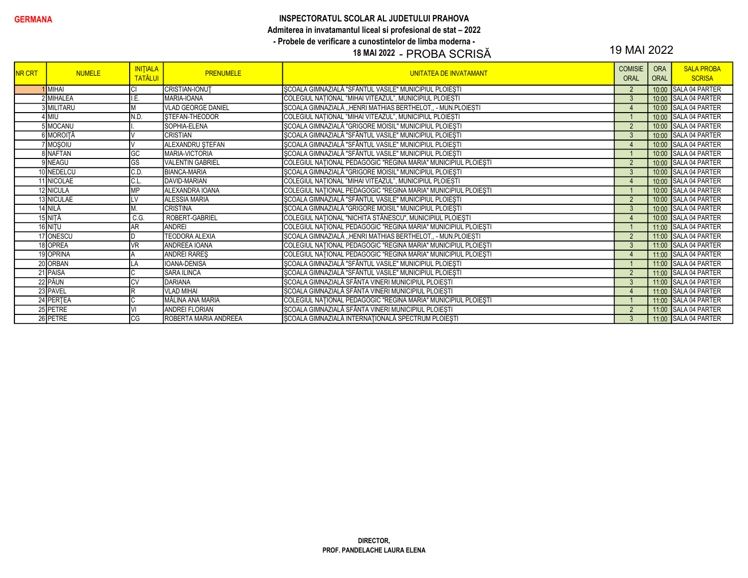**GERMANA**

**INSPECTORATUL SCOLAR AL JUDETULUI PRAHOVA**
**Admiterea in invatamantul liceal si profesional de stat – 2022**
**- Probele de verificare a cunostintelor de limba moderna -**
**18 MAI 2022** - PROBA SCRISĂ

19 MAI 2022

| NR CRT | NUMELE | INIŢIALA TATĂLUI | PRENUMELE | UNITATEA DE INVATAMANT | COMISIE ORAL | ORA ORAL | SALA PROBA SCRISA |
|---|---|---|---|---|---|---|---|
| 1 | MIHAI | CI | CRISTIAN-IONUŢ | ŞCOALA GIMNAZIALĂ "SFÂNTUL VASILE" MUNICIPIUL PLOIEŞTI | 2 | 10:00 | SALA 04 PARTER |
| 2 | MIHALEA | I.E. | MARIA-IOANA | COLEGIUL NAŢIONAL "MIHAI VITEAZUL", MUNICIPIUL PLOIEŞTI | 3 | 10:00 | SALA 04 PARTER |
| 3 | MILITARU | M | VLAD GEORGE DANIEL | ŞCOALA GIMNAZIALĂ ,,HENRI MATHIAS BERTHELOT,, - MUN.PLOIEŞTI | 4 | 10:00 | SALA 04 PARTER |
| 4 | MIU | N.D. | ŞTEFAN-THEODOR | COLEGIUL NAŢIONAL "MIHAI VITEAZUL", MUNICIPIUL PLOIEŞTI | 1 | 10:00 | SALA 04 PARTER |
| 5 | MOCANU | I. | SOPHIA-ELENA | ŞCOALA GIMNAZIALĂ "GRIGORE MOISIL" MUNICIPIUL PLOIEŞTI | 2 | 10:00 | SALA 04 PARTER |
| 6 | MOROIŢĂ | V | CRISTIAN | ŞCOALA GIMNAZIALĂ "SFÂNTUL VASILE" MUNICIPIUL PLOIEŞTI | 3 | 10:00 | SALA 04 PARTER |
| 7 | MOŞOIU | V | ALEXANDRU ŞTEFAN | ŞCOALA GIMNAZIALĂ "SFÂNTUL VASILE" MUNICIPIUL PLOIEŞTI | 4 | 10:00 | SALA 04 PARTER |
| 8 | NAFTAN | GC | MARIA-VICTORIA | ŞCOALA GIMNAZIALĂ "SFÂNTUL VASILE" MUNICIPIUL PLOIEŞTI | 1 | 10:00 | SALA 04 PARTER |
| 9 | NEAGU | GS | VALENTIN GABRIEL | COLEGIUL NAŢIONAL PEDAGOGIC "REGINA MARIA" MUNICIPIUL PLOIEŞTI | 2 | 10:00 | SALA 04 PARTER |
| 10 | NEDELCU | C.D. | BIANCA-MARIA | ŞCOALA GIMNAZIALĂ "GRIGORE MOISIL" MUNICIPIUL PLOIEŞTI | 3 | 10:00 | SALA 04 PARTER |
| 11 | NICOLAE | C.L. | DAVID-MARIAN | COLEGIUL NAŢIONAL "MIHAI VITEAZUL", MUNICIPIUL PLOIEŞTI | 4 | 10:00 | SALA 04 PARTER |
| 12 | NICULA | MP | ALEXANDRA IOANA | COLEGIUL NAŢIONAL PEDAGOGIC "REGINA MARIA" MUNICIPIUL PLOIEŞTI | 1 | 10:00 | SALA 04 PARTER |
| 13 | NICULAE | LV | ALESSIA MARIA | ŞCOALA GIMNAZIALĂ "SFÂNTUL VASILE" MUNICIPIUL PLOIEŞTI | 2 | 10:00 | SALA 04 PARTER |
| 14 | NILĂ | M. | CRISTINA | ŞCOALA GIMNAZIALĂ "GRIGORE MOISIL" MUNICIPIUL PLOIEŞTI | 3 | 10:00 | SALA 04 PARTER |
| 15 | NIŢĂ | C.G. | ROBERT-GABRIEL | COLEGIUL NAŢIONAL "NICHITA STĂNESCU", MUNICIPIUL PLOIEŞTI | 4 | 10:00 | SALA 04 PARTER |
| 16 | NIŢU | AR | ANDREI | COLEGIUL NAŢIONAL PEDAGOGIC "REGINA MARIA" MUNICIPIUL PLOIEŞTI | 1 | 11:00 | SALA 04 PARTER |
| 17 | ONESCU | D | TEODORA ALEXIA | ŞCOALA GIMNAZIALĂ ,,HENRI MATHIAS BERTHELOT,, - MUN.PLOIEŞTI | 2 | 11:00 | SALA 04 PARTER |
| 18 | OPREA | VR | ANDREEA IOANA | COLEGIUL NAŢIONAL PEDAGOGIC "REGINA MARIA" MUNICIPIUL PLOIEŞTI | 3 | 11:00 | SALA 04 PARTER |
| 19 | OPRINA | A | ANDREI RAREŞ | COLEGIUL NAŢIONAL PEDAGOGIC "REGINA MARIA" MUNICIPIUL PLOIEŞTI | 4 | 11:00 | SALA 04 PARTER |
| 20 | ORBAN | LA | IOANA-DENISA | ŞCOALA GIMNAZIALĂ "SFÂNTUL VASILE" MUNICIPIUL PLOIEŞTI | 1 | 11:00 | SALA 04 PARTER |
| 21 | PAISA | C | SARA ILINCA | ŞCOALA GIMNAZIALĂ "SFÂNTUL VASILE" MUNICIPIUL PLOIEŞTI | 2 | 11:00 | SALA 04 PARTER |
| 22 | PĂUN | CV | DARIANA | ŞCOALA GIMNAZIALĂ SFÂNTA VINERI MUNICIPIUL PLOIEŞTI | 3 | 11:00 | SALA 04 PARTER |
| 23 | PAVEL | R | VLAD MIHAI | ŞCOALA GIMNAZIALĂ SFÂNTA VINERI MUNICIPIUL PLOIEŞTI | 4 | 11:00 | SALA 04 PARTER |
| 24 | PERŢEA | C | MĂLINA ANA MARIA | COLEGIUL NAŢIONAL PEDAGOGIC "REGINA MARIA" MUNICIPIUL PLOIEŞTI | 1 | 11:00 | SALA 04 PARTER |
| 25 | PETRE | VI | ANDREI FLORIAN | ŞCOALA GIMNAZIALĂ SFÂNTA VINERI MUNICIPIUL PLOIEŞTI | 2 | 11:00 | SALA 04 PARTER |
| 26 | PETRE | CG | ROBERTA MARIA ANDREEA | ŞCOALA GIMNAZIALĂ INTERNAŢIONALĂ SPECTRUM PLOIEŞTI | 3 | 11:00 | SALA 04 PARTER |

**DIRECTOR,**
**PROF. PANDELACHE LAURA ELENA**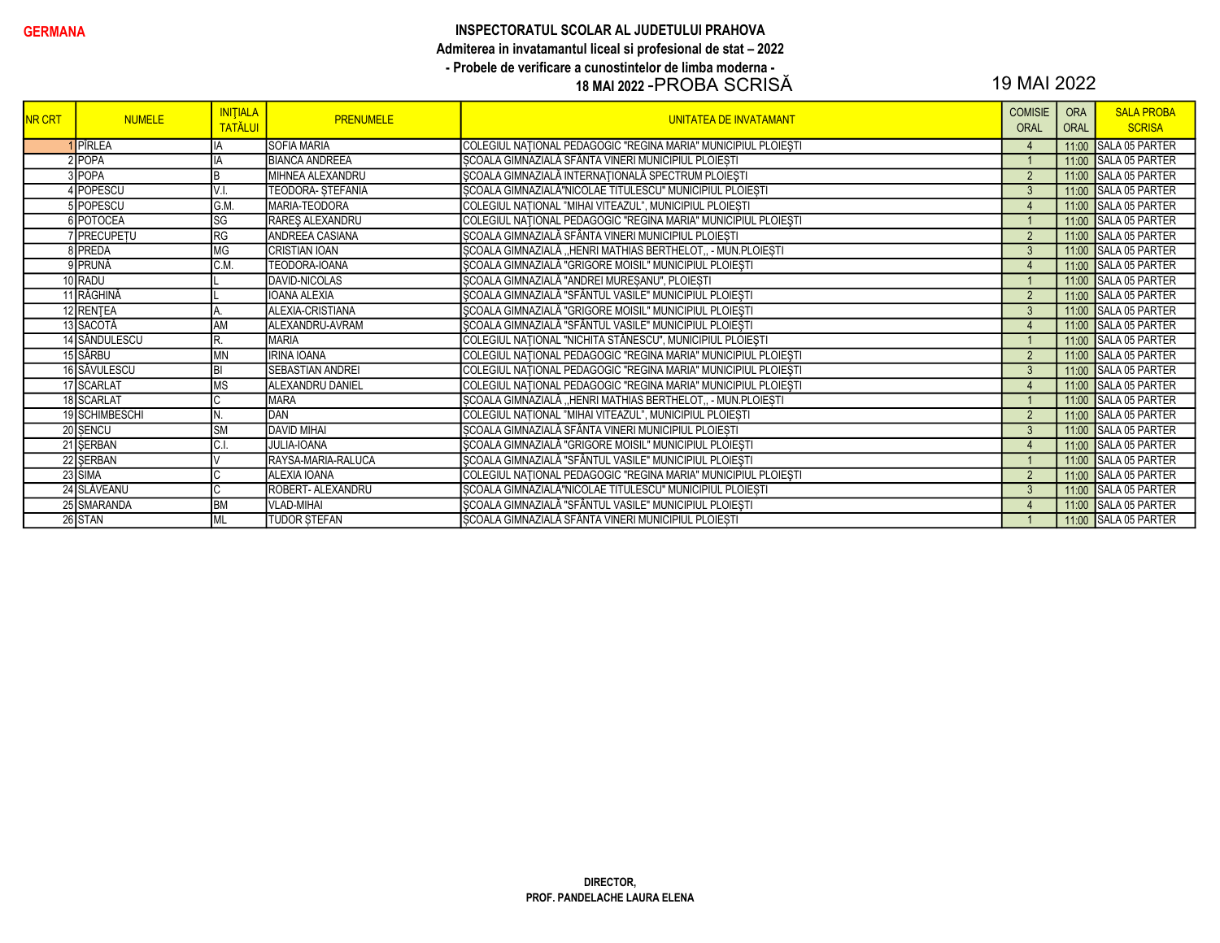GERMANA

**INSPECTORATUL SCOLAR AL JUDETULUI PRAHOVA**

**Admiterea in invatamantul liceal si profesional de stat – 2022**

**- Probele de verificare a cunostintelor de limba moderna -**

**18 MAI 2022** -PROBA SCRISĂ

19 MAI 2022

| NR CRT | NUMELE | INIŢIALA TATĂLUI | PRENUMELE | UNITATEA DE INVATAMANT | COMISIE ORAL | ORA ORAL | SALA PROBA SCRISA |
|---|---|---|---|---|---|---|---|
| 1 | PÎRLEA | IA | SOFIA MARIA | COLEGIUL NAŢIONAL PEDAGOGIC "REGINA MARIA" MUNICIPIUL PLOIEŞTI | 4 | 11:00 | SALA 05 PARTER |
| 2 | POPA | IA | BIANCA ANDREEA | SCOALA GIMNAZIALĂ SFÂNTA VINERI MUNICIPIUL PLOIEȘTI | 1 | 11:00 | SALA 05 PARTER |
| 3 | POPA | B | MIHNEA ALEXANDRU | ŞCOALA GIMNAZIALĂ INTERNAŢIONALĂ SPECTRUM PLOIEŞTI | 2 | 11:00 | SALA 05 PARTER |
| 4 | POPESCU | V.I. | TEODORA- ȘTEFANIA | SCOALA GIMNAZIALĂ"NICOLAE TITULESCU" MUNICIPIUL PLOIEȘTI | 3 | 11:00 | SALA 05 PARTER |
| 5 | POPESCU | G.M. | MARIA-TEODORA | COLEGIUL NAȚIONAL "MIHAI VITEAZUL", MUNICIPIUL PLOIEȘTI | 4 | 11:00 | SALA 05 PARTER |
| 6 | POTOCEA | SG | RAREŞ ALEXANDRU | COLEGIUL NAŢIONAL PEDAGOGIC "REGINA MARIA" MUNICIPIUL PLOIEŞTI | 1 | 11:00 | SALA 05 PARTER |
| 7 | PRECUPEȚU | RG | ANDREEA CASIANA | SCOALA GIMNAZIALĂ SFÂNTA VINERI MUNICIPIUL PLOIEȘTI | 2 | 11:00 | SALA 05 PARTER |
| 8 | PREDA | MG | CRISTIAN IOAN | ŞCOALA GIMNAZIALĂ ,,HENRI MATHIAS BERTHELOT,, - MUN.PLOIEŞTI | 3 | 11:00 | SALA 05 PARTER |
| 9 | PRUNĂ | C.M. | TEODORA-IOANA | ŞCOALA GIMNAZIALĂ "GRIGORE MOISIL" MUNICIPIUL PLOIEŞTI | 4 | 11:00 | SALA 05 PARTER |
| 10 | RADU | L | DAVID-NICOLAS | SCOALA GIMNAZIALĂ "ANDREI MUREȘANU", PLOIEȘTI | 1 | 11:00 | SALA 05 PARTER |
| 11 | RĂGHINĂ | L | IOANA ALEXIA | ŞCOALA GIMNAZIALĂ "SFÂNTUL VASILE" MUNICIPIUL PLOIEŞTI | 2 | 11:00 | SALA 05 PARTER |
| 12 | RENȚEA | A. | ALEXIA-CRISTIANA | ŞCOALA GIMNAZIALĂ "GRIGORE MOISIL" MUNICIPIUL PLOIEŞTI | 3 | 11:00 | SALA 05 PARTER |
| 13 | SACOTĂ | AM | ALEXANDRU-AVRAM | ŞCOALA GIMNAZIALĂ "SFÂNTUL VASILE" MUNICIPIUL PLOIEŞTI | 4 | 11:00 | SALA 05 PARTER |
| 14 | SÂNDULESCU | R. | MARIA | COLEGIUL NAȚIONAL "NICHITA STĂNESCU", MUNICIPIUL PLOIEȘTI | 1 | 11:00 | SALA 05 PARTER |
| 15 | SÂRBU | MN | IRINA IOANA | COLEGIUL NAŢIONAL PEDAGOGIC "REGINA MARIA" MUNICIPIUL PLOIEŞTI | 2 | 11:00 | SALA 05 PARTER |
| 16 | SĂVULESCU | BI | SEBASTIAN ANDREI | COLEGIUL NAŢIONAL PEDAGOGIC "REGINA MARIA" MUNICIPIUL PLOIEŞTI | 3 | 11:00 | SALA 05 PARTER |
| 17 | SCARLAT | MS | ALEXANDRU DANIEL | COLEGIUL NAŢIONAL PEDAGOGIC "REGINA MARIA" MUNICIPIUL PLOIEŞTI | 4 | 11:00 | SALA 05 PARTER |
| 18 | SCARLAT | C | MARA | ŞCOALA GIMNAZIALĂ ,,HENRI MATHIAS BERTHELOT,, - MUN.PLOIEŞTI | 1 | 11:00 | SALA 05 PARTER |
| 19 | SCHIMBESCHI | N. | DAN | COLEGIUL NAȚIONAL "MIHAI VITEAZUL", MUNICIPIUL PLOIEȘTI | 2 | 11:00 | SALA 05 PARTER |
| 20 | ȘENCU | SM | DAVID MIHAI | SCOALA GIMNAZIALĂ SFÂNTA VINERI MUNICIPIUL PLOIEȘTI | 3 | 11:00 | SALA 05 PARTER |
| 21 | ŞERBAN | C.I. | JULIA-IOANA | ŞCOALA GIMNAZIALĂ "GRIGORE MOISIL" MUNICIPIUL PLOIEŞTI | 4 | 11:00 | SALA 05 PARTER |
| 22 | ŞERBAN | V | RAYSA-MARIA-RALUCA | ŞCOALA GIMNAZIALĂ "SFÂNTUL VASILE" MUNICIPIUL PLOIEŞTI | 1 | 11:00 | SALA 05 PARTER |
| 23 | SIMA | C | ALEXIA IOANA | COLEGIUL NAŢIONAL PEDAGOGIC "REGINA MARIA" MUNICIPIUL PLOIEŞTI | 2 | 11:00 | SALA 05 PARTER |
| 24 | SLĂVEANU | C | ROBERT- ALEXANDRU | ŞCOALA GIMNAZIALĂ"NICOLAE TITULESCU" MUNICIPIUL PLOIEȘTI | 3 | 11:00 | SALA 05 PARTER |
| 25 | SMARANDA | BM | VLAD-MIHAI | ŞCOALA GIMNAZIALĂ "SFÂNTUL VASILE" MUNICIPIUL PLOIEŞTI | 4 | 11:00 | SALA 05 PARTER |
| 26 | STAN | ML | TUDOR ȘTEFAN | ȘCOALA GIMNAZIALĂ SFÂNTA VINERI MUNICIPIUL PLOIEȘTI | 1 | 11:00 | SALA 05 PARTER |

**DIRECTOR,**

**PROF. PANDELACHE LAURA ELENA**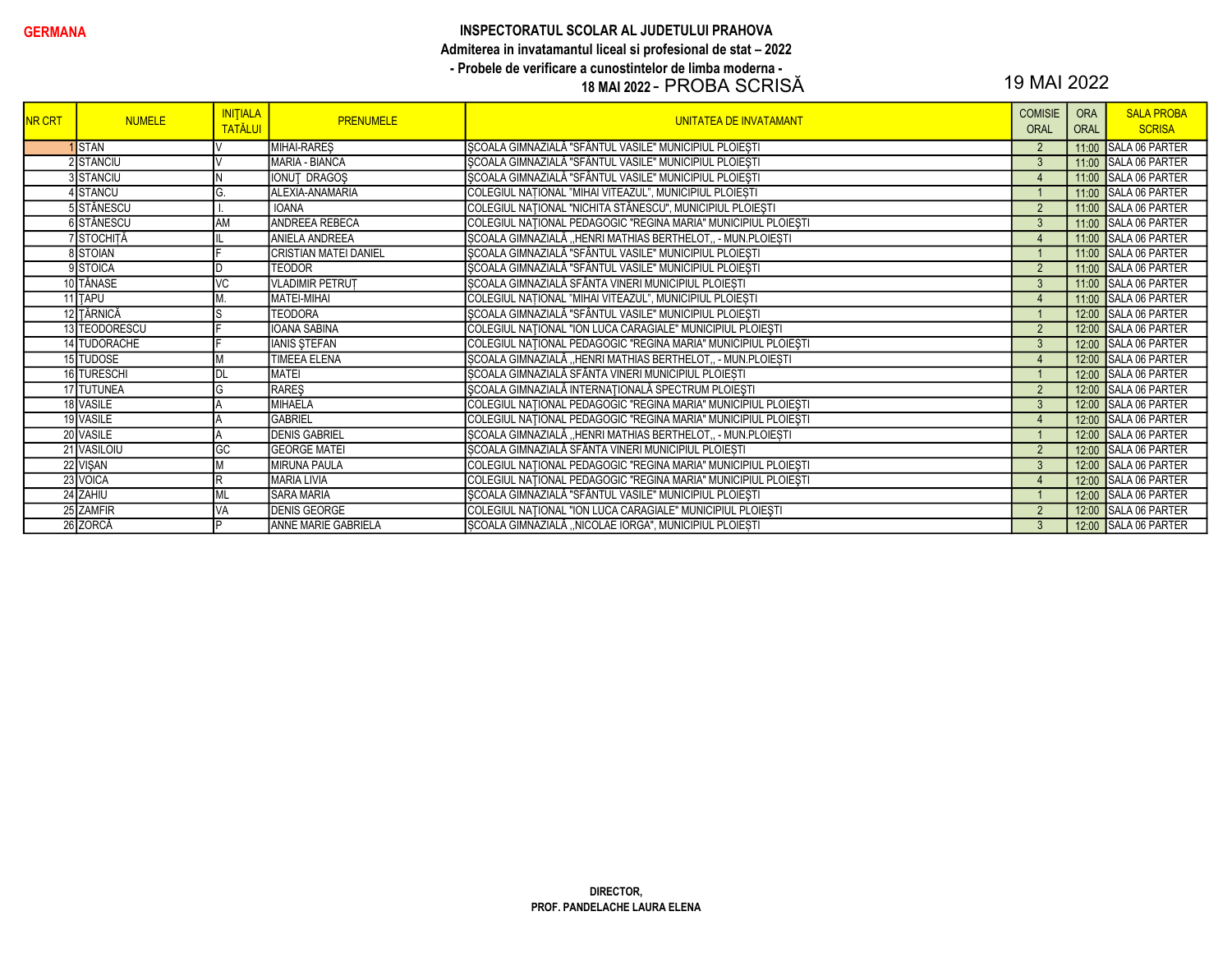**GERMANA**

**INSPECTORATUL SCOLAR AL JUDETULUI PRAHOVA**

**Admiterea in invatamantul liceal si profesional de stat – 2022**

**- Probele de verificare a cunostintelor de limba moderna -**

**18 MAI 2022** - PROBA SCRISĂ

19 MAI 2022

| NR CRT | NUMELE | INIŢIALA TATĂLUI | PRENUMELE | UNITATEA DE INVATAMANT | COMISIE ORAL | ORA ORAL | SALA PROBA SCRISA |
|---|---|---|---|---|---|---|---|
| 1 | STAN | V | MIHAI-RAREŞ | ŞCOALA GIMNAZIALĂ "SFÂNTUL VASILE" MUNICIPIUL PLOIEŞTI | 2 | 11:00 | SALA 06 PARTER |
| 2 | STANCIU | V | MARIA - BIANCA | ŞCOALA GIMNAZIALĂ "SFÂNTUL VASILE" MUNICIPIUL PLOIEŞTI | 3 | 11:00 | SALA 06 PARTER |
| 3 | STANCIU | N | IONUŢ DRAGOŞ | ŞCOALA GIMNAZIALĂ "SFÂNTUL VASILE" MUNICIPIUL PLOIEŞTI | 4 | 11:00 | SALA 06 PARTER |
| 4 | STANCU | G. | ALEXIA-ANAMARIA | COLEGIUL NAȚIONAL "MIHAI VITEAZUL", MUNICIPIUL PLOIEȘTI | 1 | 11:00 | SALA 06 PARTER |
| 5 | STĂNESCU | I. | IOANA | COLEGIUL NAȚIONAL "NICHITA STĂNESCU", MUNICIPIUL PLOIEȘTI | 2 | 11:00 | SALA 06 PARTER |
| 6 | STĂNESCU | AM | ANDREEA REBECA | COLEGIUL NAŢIONAL PEDAGOGIC "REGINA MARIA" MUNICIPIUL PLOIEŞTI | 3 | 11:00 | SALA 06 PARTER |
| 7 | STOCHIȚĂ | IL | ANIELA ANDREEA | SCOALA GIMNAZIALĂ ,,HENRI MATHIAS BERTHELOT,, - MUN.PLOIEȘTI | 4 | 11:00 | SALA 06 PARTER |
| 8 | STOIAN | F | CRISTIAN MATEI DANIEL | ŞCOALA GIMNAZIALĂ "SFÂNTUL VASILE" MUNICIPIUL PLOIEŞTI | 1 | 11:00 | SALA 06 PARTER |
| 9 | STOICA | D | TEODOR | ŞCOALA GIMNAZIALĂ "SFÂNTUL VASILE" MUNICIPIUL PLOIEŞTI | 2 | 11:00 | SALA 06 PARTER |
| 10 | TĂNASE | VC | VLADIMIR PETRUȚ | SCOALA GIMNAZIALĂ SFÂNTA VINERI MUNICIPIUL PLOIEȘTI | 3 | 11:00 | SALA 06 PARTER |
| 11 | ȚAPU | M. | MATEI-MIHAI | COLEGIUL NAȚIONAL "MIHAI VITEAZUL", MUNICIPIUL PLOIEȘTI | 4 | 11:00 | SALA 06 PARTER |
| 12 | ȚÂRNICĂ | S | TEODORA | ŞCOALA GIMNAZIALĂ "SFÂNTUL VASILE" MUNICIPIUL PLOIEŞTI | 1 | 12:00 | SALA 06 PARTER |
| 13 | TEODORESCU | F | IOANA SABINA | COLEGIUL NAŢIONAL "ION LUCA CARAGIALE" MUNICIPIUL PLOIEŞTI | 2 | 12:00 | SALA 06 PARTER |
| 14 | TUDORACHE | F | IANIS ŞTEFAN | COLEGIUL NAŢIONAL PEDAGOGIC "REGINA MARIA" MUNICIPIUL PLOIEŞTI | 3 | 12:00 | SALA 06 PARTER |
| 15 | TUDOSE | M | TIMEEA ELENA | SCOALA GIMNAZIALĂ ,,HENRI MATHIAS BERTHELOT,, - MUN.PLOIEȘTI | 4 | 12:00 | SALA 06 PARTER |
| 16 | TURESCHI | DL | MATEI | SCOALA GIMNAZIALĂ SFÂNTA VINERI MUNICIPIUL PLOIEȘTI | 1 | 12:00 | SALA 06 PARTER |
| 17 | TUTUNEA | G | RAREȘ | ȘCOALA GIMNAZIALĂ INTERNAȚIONALĂ SPECTRUM PLOIEȘTI | 2 | 12:00 | SALA 06 PARTER |
| 18 | VASILE | A | MIHAELA | COLEGIUL NAŢIONAL PEDAGOGIC "REGINA MARIA" MUNICIPIUL PLOIEŞTI | 3 | 12:00 | SALA 06 PARTER |
| 19 | VASILE | A | GABRIEL | COLEGIUL NAŢIONAL PEDAGOGIC "REGINA MARIA" MUNICIPIUL PLOIEŞTI | 4 | 12:00 | SALA 06 PARTER |
| 20 | VASILE | A | DENIS GABRIEL | SCOALA GIMNAZIALĂ ,,HENRI MATHIAS BERTHELOT,, - MUN.PLOIEȘTI | 1 | 12:00 | SALA 06 PARTER |
| 21 | VASILOIU | GC | GEORGE MATEI | ȘCOALA GIMNAZIALĂ SFÂNTA VINERI MUNICIPIUL PLOIEȘTI | 2 | 12:00 | SALA 06 PARTER |
| 22 | VIȘAN | M | MIRUNA PAULA | COLEGIUL NAŢIONAL PEDAGOGIC "REGINA MARIA" MUNICIPIUL PLOIEŞTI | 3 | 12:00 | SALA 06 PARTER |
| 23 | VOICA | R | MARIA LIVIA | COLEGIUL NAŢIONAL PEDAGOGIC "REGINA MARIA" MUNICIPIUL PLOIEŞTI | 4 | 12:00 | SALA 06 PARTER |
| 24 | ZAHIU | ML | SARA MARIA | ŞCOALA GIMNAZIALĂ "SFÂNTUL VASILE" MUNICIPIUL PLOIEŞTI | 1 | 12:00 | SALA 06 PARTER |
| 25 | ZAMFIR | VA | DENIS GEORGE | COLEGIUL NAŢIONAL "ION LUCA CARAGIALE" MUNICIPIUL PLOIEŞTI | 2 | 12:00 | SALA 06 PARTER |
| 26 | ZORCĂ | P | ANNE MARIE GABRIELA | ȘCOALA GIMNAZIALĂ ,,NICOLAE IORGA", MUNICIPIUL PLOIEȘTI | 3 | 12:00 | SALA 06 PARTER |

**DIRECTOR,**

**PROF. PANDELACHE LAURA ELENA**